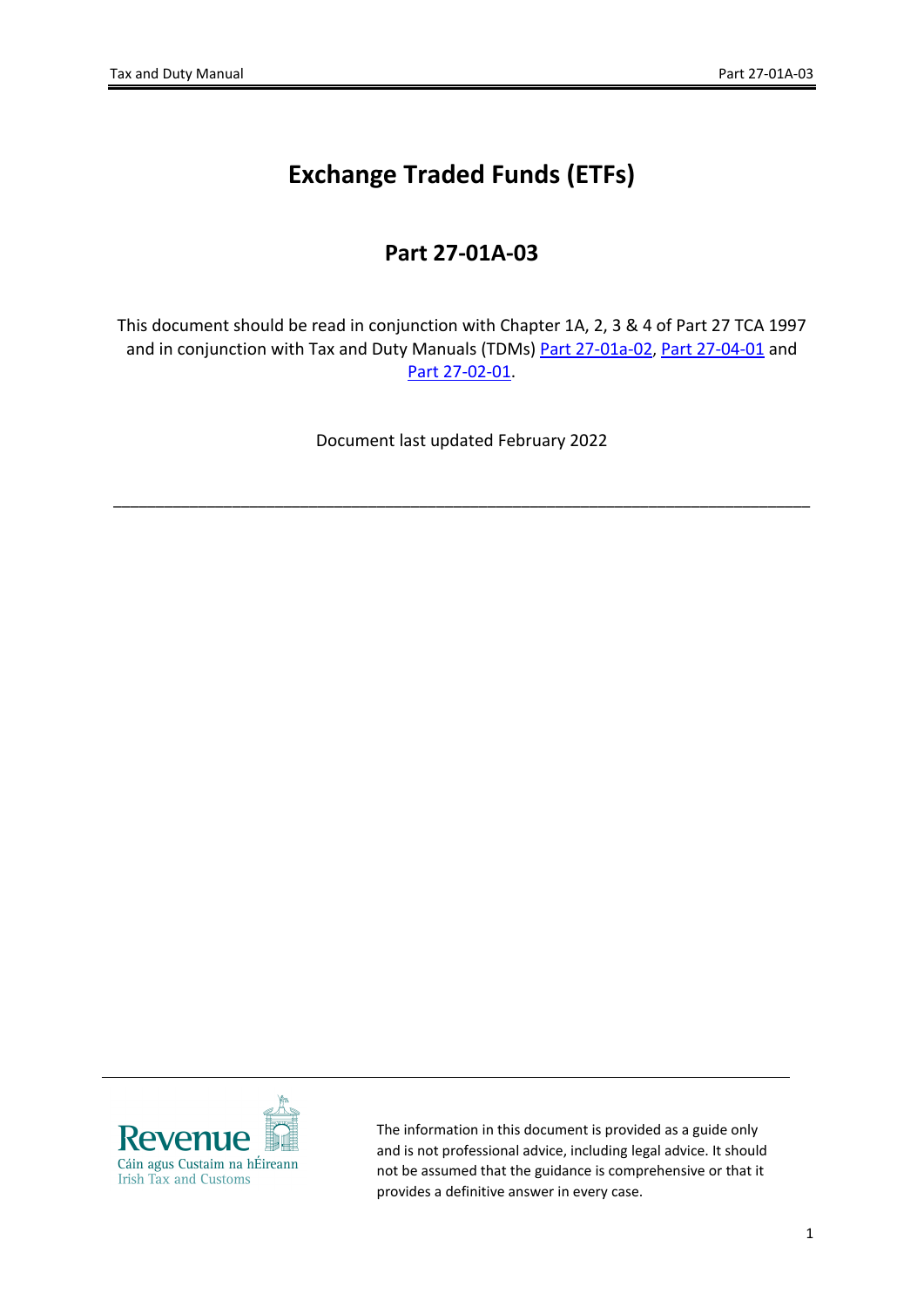# Exchange Traded Funds (ETFs)

## Part 27-01A-03

This document should be read in conjunction with Chapter 1A, 2, 3 & 4 of Part 27 TCA 1997 and in conjunction with Tax and Duty Manuals (TDMs) [Part 27-01a-02](), [Part 27-04-01]() and [Part 27-02-01]().

Document last updated February 2022

---

Revenue
Cáin agus Custaim na hÉireann
Irish Tax and Customs

The information in this document is provided as a guide only and is not professional advice, including legal advice. It should not be assumed that the guidance is comprehensive or that it provides a definitive answer in every case.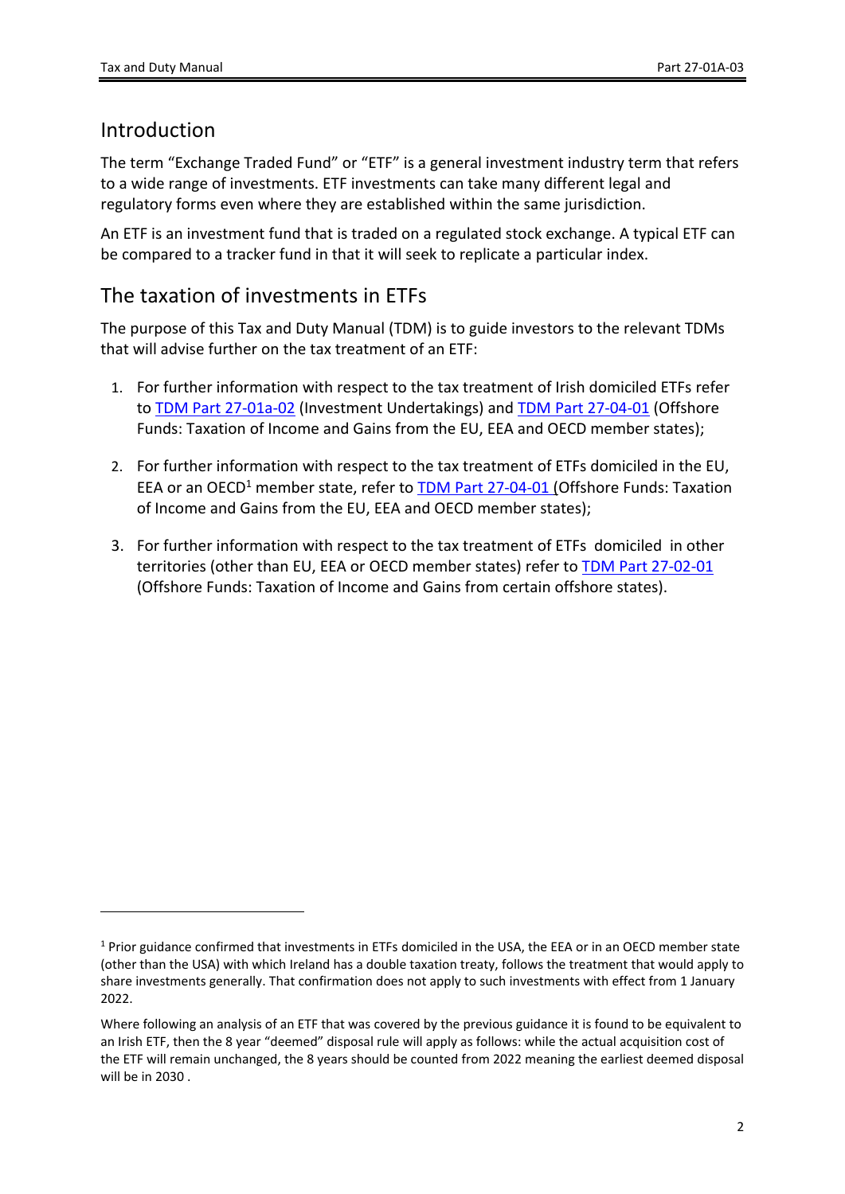## Introduction

The term "Exchange Traded Fund" or "ETF" is a general investment industry term that refers to a wide range of investments. ETF investments can take many different legal and regulatory forms even where they are established within the same jurisdiction.

An ETF is an investment fund that is traded on a regulated stock exchange. A typical ETF can be compared to a tracker fund in that it will seek to replicate a particular index.

## The taxation of investments in ETFs

The purpose of this Tax and Duty Manual (TDM) is to guide investors to the relevant TDMs that will advise further on the tax treatment of an ETF:

1. For further information with respect to the tax treatment of Irish domiciled ETFs refer to TDM Part 27-01a-02 (Investment Undertakings) and TDM Part 27-04-01 (Offshore Funds: Taxation of Income and Gains from the EU, EEA and OECD member states);
2. For further information with respect to the tax treatment of ETFs domiciled in the EU, EEA or an OECD[1] member state, refer to TDM Part 27-04-01 (Offshore Funds: Taxation of Income and Gains from the EU, EEA and OECD member states);
3. For further information with respect to the tax treatment of ETFs domiciled in other territories (other than EU, EEA or OECD member states) refer to TDM Part 27-02-01 (Offshore Funds: Taxation of Income and Gains from certain offshore states).

---

[1] Prior guidance confirmed that investments in ETFs domiciled in the USA, the EEA or in an OECD member state (other than the USA) with which Ireland has a double taxation treaty, follows the treatment that would apply to share investments generally. That confirmation does not apply to such investments with effect from 1 January 2022.

Where following an analysis of an ETF that was covered by the previous guidance it is found to be equivalent to an Irish ETF, then the 8 year "deemed" disposal rule will apply as follows: while the actual acquisition cost of the ETF will remain unchanged, the 8 years should be counted from 2022 meaning the earliest deemed disposal will be in 2030 .